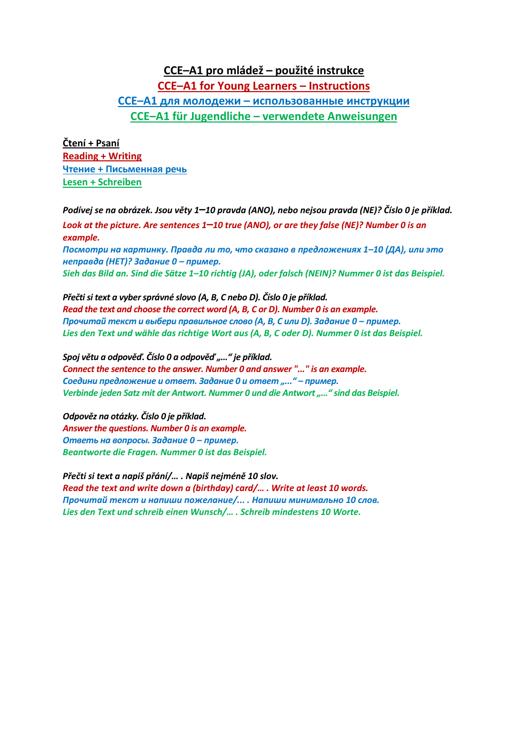# CCE–A1 pro mládež – použité instrukce

# CCE–A1 for Young Learners – Instructions

# CCE–A1 для молодежи – использованные инструкции

# CCE–A1 für Jugendliche – verwendete Anweisungen

## Čtení + Psaní

## Reading + Writing

## Чтение + Письменная речь

## Lesen + Schreiben

***Podívej se na obrázek. Jsou věty 1–10 pravda (ANO), nebo nejsou pravda (NE)? Číslo 0 je příklad.***

***Look at the picture. Are sentences 1–10 true (ANO), or are they false (NE)? Number 0 is an example.***

***Посмотри на картинку. Правда ли то, что сказано в предложениях 1–10 (ДА), или это неправда (НЕТ)? Задание 0 – пример.***

***Sieh das Bild an. Sind die Sätze 1–10 richtig (JA), oder falsch (NEIN)? Nummer 0 ist das Beispiel.***

***Přečti si text a vyber správné slovo (A, B, C nebo D). Číslo 0 je příklad.***

***Read the text and choose the correct word (A, B, C or D). Number 0 is an example.***

***Прочитай текст и выбери правильное слово (A, B, C или D). Задание 0 – пример.***

***Lies den Text und wähle das richtige Wort aus (A, B, C oder D). Nummer 0 ist das Beispiel.***

***Spoj větu a odpověď. Číslo 0 a odpověď „…“ je příklad.***

***Connect the sentence to the answer. Number 0 and answer "..." is an example.***

***Соедини предложение и ответ. Задание 0 и ответ „...“ – пример.***

***Verbinde jeden Satz mit der Antwort. Nummer 0 und die Antwort „…“ sind das Beispiel.***

***Odpověz na otázky. Číslo 0 je příklad.***

***Answer the questions. Number 0 is an example.***

***Ответь на вопросы. Задание 0 – пример.***

***Beantworte die Fragen. Nummer 0 ist das Beispiel.***

***Přečti si text a napiš přání/… . Napiš nejméně 10 slov.***

***Read the text and write down a (birthday) card/… . Write at least 10 words.***

***Прочитай текст и напиши пожелание/... . Напиши минимально 10 слов.***

***Lies den Text und schreib einen Wunsch/… . Schreib mindestens 10 Worte.***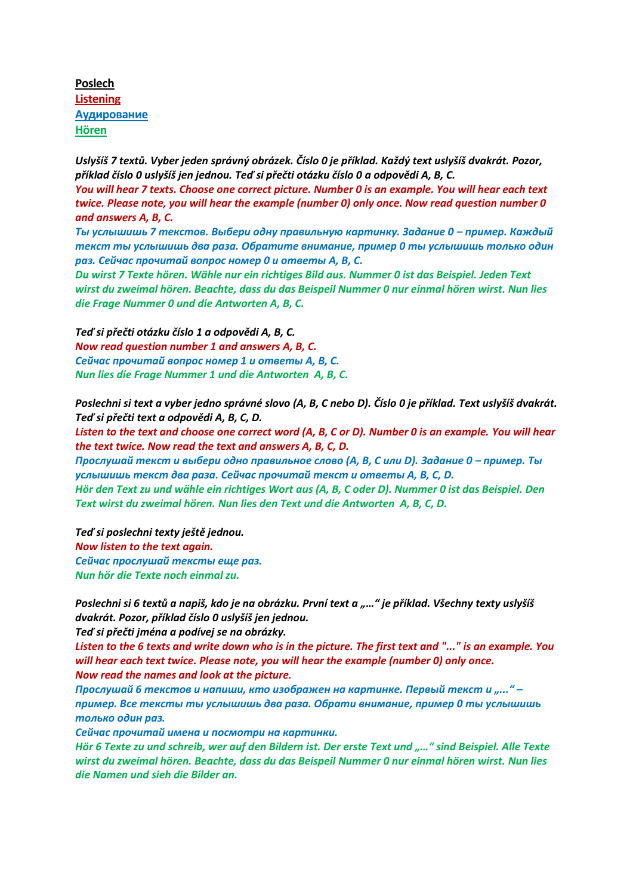**Poslech**
**Listening**
**Аудирование**
**Hören**

***Uslyšíš 7 textů. Vyber jeden správný obrázek. Číslo 0 je příklad. Každý text uslyšíš dvakrát. Pozor, příklad číslo 0 uslyšíš jen jednou. Teď si přečti otázku číslo 0 a odpovědi A, B, C.***
***You will hear 7 texts. Choose one correct picture. Number 0 is an example. You will hear each text twice. Please note, you will hear the example (number 0) only once. Now read question number 0 and answers A, B, C.***
***Ты услышишь 7 текстов. Выбери одну правильную картинку. Задание 0 – пример. Каждый текст ты услышишь два раза. Обратите внимание, пример 0 ты услышишь только один раз. Сейчас прочитай вопрос номер 0 и ответы A, B, C.***
***Du wirst 7 Texte hören. Wähle nur ein richtiges Bild aus. Nummer 0 ist das Beispiel. Jeden Text wirst du zweimal hören. Beachte, dass du das Beispeil Nummer 0 nur einmal hören wirst. Nun lies die Frage Nummer 0 und die Antworten A, B, C.***

***Teď si přečti otázku číslo 1 a odpovědi A, B, C.***
***Now read question number 1 and answers A, B, C.***
***Сейчас прочитай вопрос номер 1 и ответы A, B, C.***
***Nun lies die Frage Nummer 1 und die Antworten A, B, C.***

***Poslechni si text a vyber jedno správné slovo (A, B, C nebo D). Číslo 0 je příklad. Text uslyšíš dvakrát. Teď si přečti text a odpovědi A, B, C, D.***
***Listen to the text and choose one correct word (A, B, C or D). Number 0 is an example. You will hear the text twice. Now read the text and answers A, B, C, D.***
***Прослушай текст и выбери одно правильное слово (A, B, C или D). Задание 0 – пример. Ты услышишь текст два раза. Сейчас прочитай текст и ответы A, B, C, D.***
***Hör den Text zu und wähle ein richtiges Wort aus (A, B, C oder D). Nummer 0 ist das Beispiel. Den Text wirst du zweimal hören. Nun lies den Text und die Antworten A, B, C, D.***

***Teď si poslechni texty ještě jednou.***
***Now listen to the text again.***
***Сейчас прослушай тексты еще раз.***
***Nun hör die Texte noch einmal zu.***

***Poslechni si 6 textů a napiš, kdo je na obrázku. První text a „…“ je příklad. Všechny texty uslyšíš dvakrát. Pozor, příklad číslo 0 uslyšíš jen jednou.***
***Teď si přečti jména a podívej se na obrázky.***
***Listen to the 6 texts and write down who is in the picture. The first text and "..." is an example. You will hear each text twice. Please note, you will hear the example (number 0) only once.***
***Now read the names and look at the picture.***
***Прослушай 6 текстов и напиши, кто изображен на картинке. Первый текст и „...“ – пример. Все тексты ты услышишь два раза. Обрати внимание, пример 0 ты услышишь только один раз.***
***Сейчас прочитай имена и посмотри на картинки.***
***Hör 6 Texte zu und schreib, wer auf den Bildern ist. Der erste Text und „…“ sind Beispiel. Alle Texte wirst du zweimal hören. Beachte, dass du das Beispeil Nummer 0 nur einmal hören wirst. Nun lies die Namen und sieh die Bilder an.***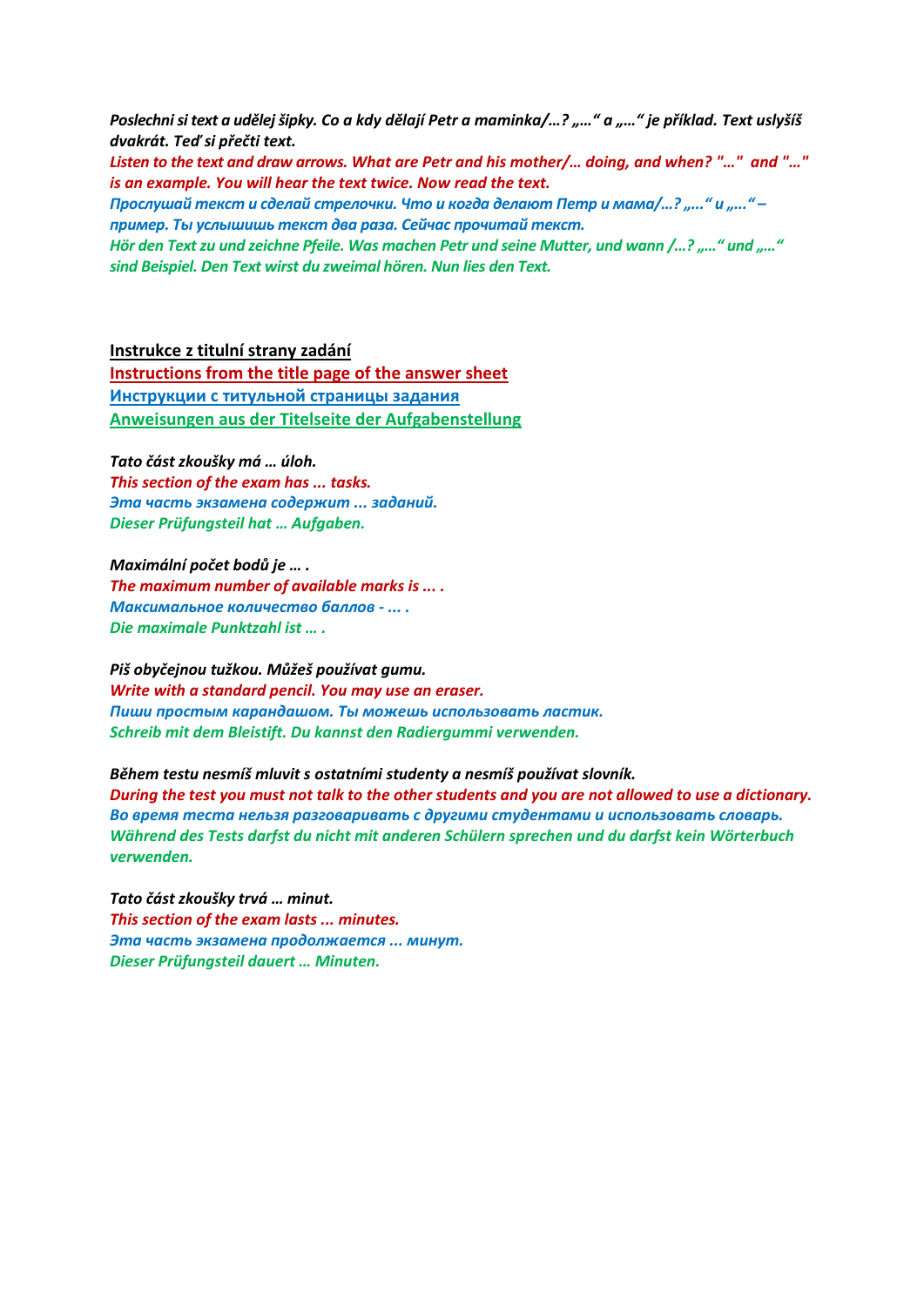*Poslechni si text a udělej šipky. Co a kdy dělají Petr a maminka/…? „…“ a „…“ je příklad. Text uslyšíš dvakrát. Teď si přečti text.*
*Listen to the text and draw arrows. What are Petr and his mother/… doing, and when? "…" and "…" is an example. You will hear the text twice. Now read the text.*
*Прослушай текст и сделай стрелочки. Что и когда делают Петр и мама/…? „…“ и „…“ – пример. Ты услышишь текст два раза. Сейчас прочитай текст.*
*Hör den Text zu und zeichne Pfeile. Was machen Petr und seine Mutter, und wann /…? „…“ und „…“ sind Beispiel. Den Text wirst du zweimal hören. Nun lies den Text.*

<u>Instrukce z titulní strany zadání</u>
<u>Instructions from the title page of the answer sheet</u>
<u>Инструкции с титульной страницы задания</u>
<u>Anweisungen aus der Titelseite der Aufgabenstellung</u>

*Tato část zkoušky má … úloh.*
*This section of the exam has ... tasks.*
*Эта часть экзамена содержит ... заданий.*
*Dieser Prüfungsteil hat … Aufgaben.*

*Maximální počet bodů je … .*
*The maximum number of available marks is ... .*
*Максимальное количество баллов - ... .*
*Die maximale Punktzahl ist … .*

*Piš obyčejnou tužkou. Můžeš používat gumu.*
*Write with a standard pencil. You may use an eraser.*
*Пиши простым карандашом. Ты можешь использовать ластик.*
*Schreib mit dem Bleistift. Du kannst den Radiergummi verwenden.*

*Během testu nesmíš mluvit s ostatními studenty a nesmíš používat slovník.*
*During the test you must not talk to the other students and you are not allowed to use a dictionary.*
*Во время теста нельзя разговаривать с другими студентами и использовать словарь.*
*Während des Tests darfst du nicht mit anderen Schülern sprechen und du darfst kein Wörterbuch verwenden.*

*Tato část zkoušky trvá … minut.*
*This section of the exam lasts ... minutes.*
*Эта часть экзамена продолжается ... минут.*
*Dieser Prüfungsteil dauert … Minuten.*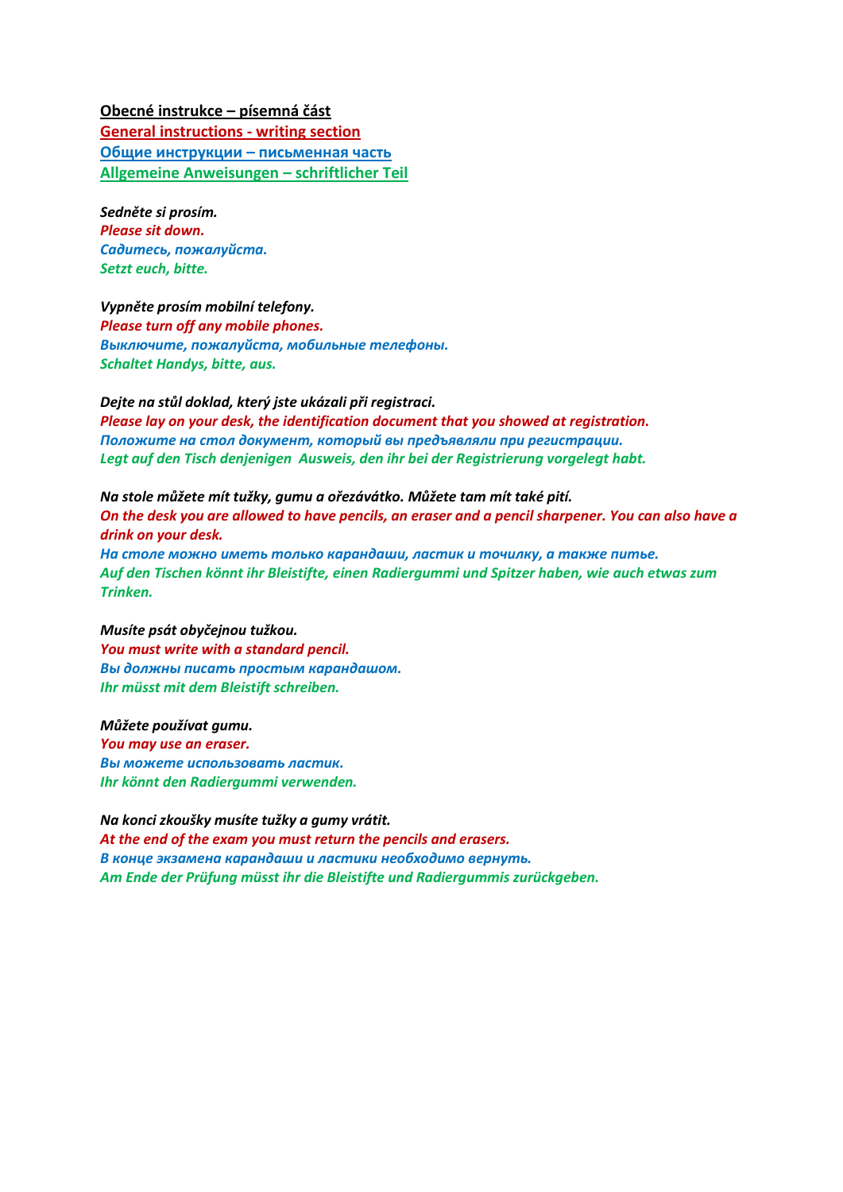**Obecné instrukce – písemná část**
**General instructions - writing section**
**Общие инструкции – письменная часть**
**Allgemeine Anweisungen – schriftlicher Teil**

***Sedněte si prosím.***
***Please sit down.***
***Садитесь, пожалуйста.***
***Setzt euch, bitte.***

***Vypněte prosím mobilní telefony.***
***Please turn off any mobile phones.***
***Выключите, пожалуйста, мобильные телефоны.***
***Schaltet Handys, bitte, aus.***

***Dejte na stůl doklad, který jste ukázali při registraci.***
***Please lay on your desk, the identification document that you showed at registration.***
***Положите на стол документ, который вы предъявляли при регистрации.***
***Legt auf den Tisch denjenigen Ausweis, den ihr bei der Registrierung vorgelegt habt.***

***Na stole můžete mít tužky, gumu a ořezávátko. Můžete tam mít také pití.***
***On the desk you are allowed to have pencils, an eraser and a pencil sharpener. You can also have a drink on your desk.***
***На столе можно иметь только карандаши, ластик и точилку, а также питье.***
***Auf den Tischen könnt ihr Bleistifte, einen Radiergummi und Spitzer haben, wie auch etwas zum Trinken.***

***Musíte psát obyčejnou tužkou.***
***You must write with a standard pencil.***
***Вы должны писать простым карандашом.***
***Ihr müsst mit dem Bleistift schreiben.***

***Můžete používat gumu.***
***You may use an eraser.***
***Вы можете использовать ластик.***
***Ihr könnt den Radiergummi verwenden.***

***Na konci zkoušky musíte tužky a gumy vrátit.***
***At the end of the exam you must return the pencils and erasers.***
***В конце экзамена карандаши и ластики необходимо вернуть.***
***Am Ende der Prüfung müsst ihr die Bleistifte und Radiergummis zurückgeben.***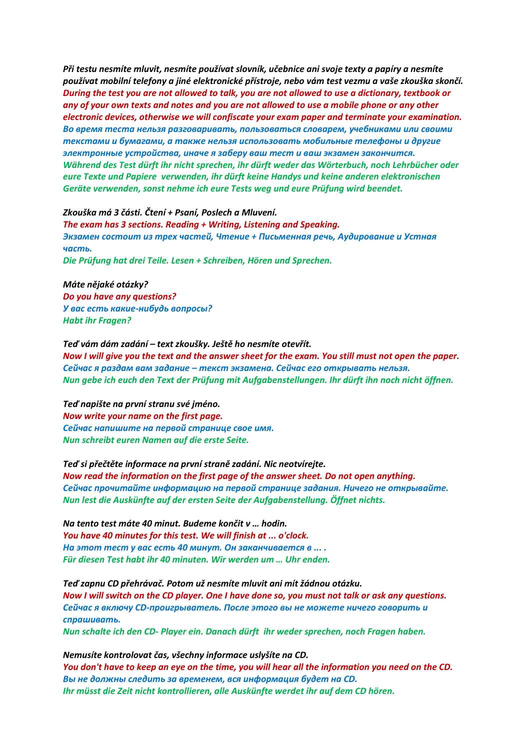*Při testu nesmíte mluvit, nesmíte používat slovník, učebnice ani svoje texty a papíry a nesmíte používat mobilní telefony a jiné elektronické přístroje, nebo vám test vezmu a vaše zkouška skončí.*
*During the test you are not allowed to talk, you are not allowed to use a dictionary, textbook or any of your own texts and notes and you are not allowed to use a mobile phone or any other electronic devices, otherwise we will confiscate your exam paper and terminate your examination.*
*Во время теста нельзя разговаривать, пользоваться словарем, учебниками или своими текстами и бумагами, а также нельзя использовать мобильные телефоны и другие электронные устройства, иначе я заберу ваш тест и ваш экзамен закончится.*
*Während des Test dürft ihr nicht sprechen, ihr dürft weder das Wörterbuch, noch Lehrbücher oder eure Texte und Papiere verwenden, ihr dürft keine Handys und keine anderen elektronischen Geräte verwenden, sonst nehme ich eure Tests weg und eure Prüfung wird beendet.*

*Zkouška má 3 části. Čtení + Psaní, Poslech a Mluvení.*
*The exam has 3 sections. Reading + Writing, Listening and Speaking.*
*Экзамен состоит из трех частей, Чтение + Письменная речь, Аудирование и Устная часть.*
*Die Prüfung hat drei Teile. Lesen + Schreiben, Hören und Sprechen.*

*Máte nějaké otázky?*
*Do you have any questions?*
*У вас есть какие-нибудь вопросы?*
*Habt ihr Fragen?*

*Teď vám dám zadání – text zkoušky. Ještě ho nesmíte otevřít.*
*Now I will give you the text and the answer sheet for the exam. You still must not open the paper.*
*Сейчас я раздам вам задание – текст экзамена. Сейчас его открывать нельзя.*
*Nun gebe ich euch den Text der Prüfung mit Aufgabenstellungen. Ihr dürft ihn noch nicht öffnen.*

*Teď napište na první stranu své jméno.*
*Now write your name on the first page.*
*Сейчас напишите на первой странице свое имя.*
*Nun schreibt euren Namen auf die erste Seite.*

*Teď si přečtěte informace na první straně zadání. Nic neotvírejte.*
*Now read the information on the first page of the answer sheet. Do not open anything.*
*Сейчас прочитайте информацию на первой странице задания. Ничего не открывайте.*
*Nun lest die Auskünfte auf der ersten Seite der Aufgabenstellung. Öffnet nichts.*

*Na tento test máte 40 minut. Budeme končit v … hodin.*
*You have 40 minutes for this test. We will finish at ... o'clock.*
*На этот тест у вас есть 40 минут. Он заканчивается в ... .*
*Für diesen Test habt ihr 40 minuten. Wir werden um … Uhr enden.*

*Teď zapnu CD přehrávač. Potom už nesmíte mluvit ani mít žádnou otázku.*
*Now I will switch on the CD player. One I have done so, you must not talk or ask any questions.*
*Сейчас я включу CD-проигрыватель. После этого вы не можете ничего говорить и спрашивать.*
*Nun schalte ich den CD- Player ein. Danach dürft ihr weder sprechen, noch Fragen haben.*

*Nemusíte kontrolovat čas, všechny informace uslyšíte na CD.*
*You don't have to keep an eye on the time, you will hear all the information you need on the CD.*
*Вы не должны следить за временем, вся информация будет на CD.*
*Ihr müsst die Zeit nicht kontrollieren, alle Auskünfte werdet ihr auf dem CD hören.*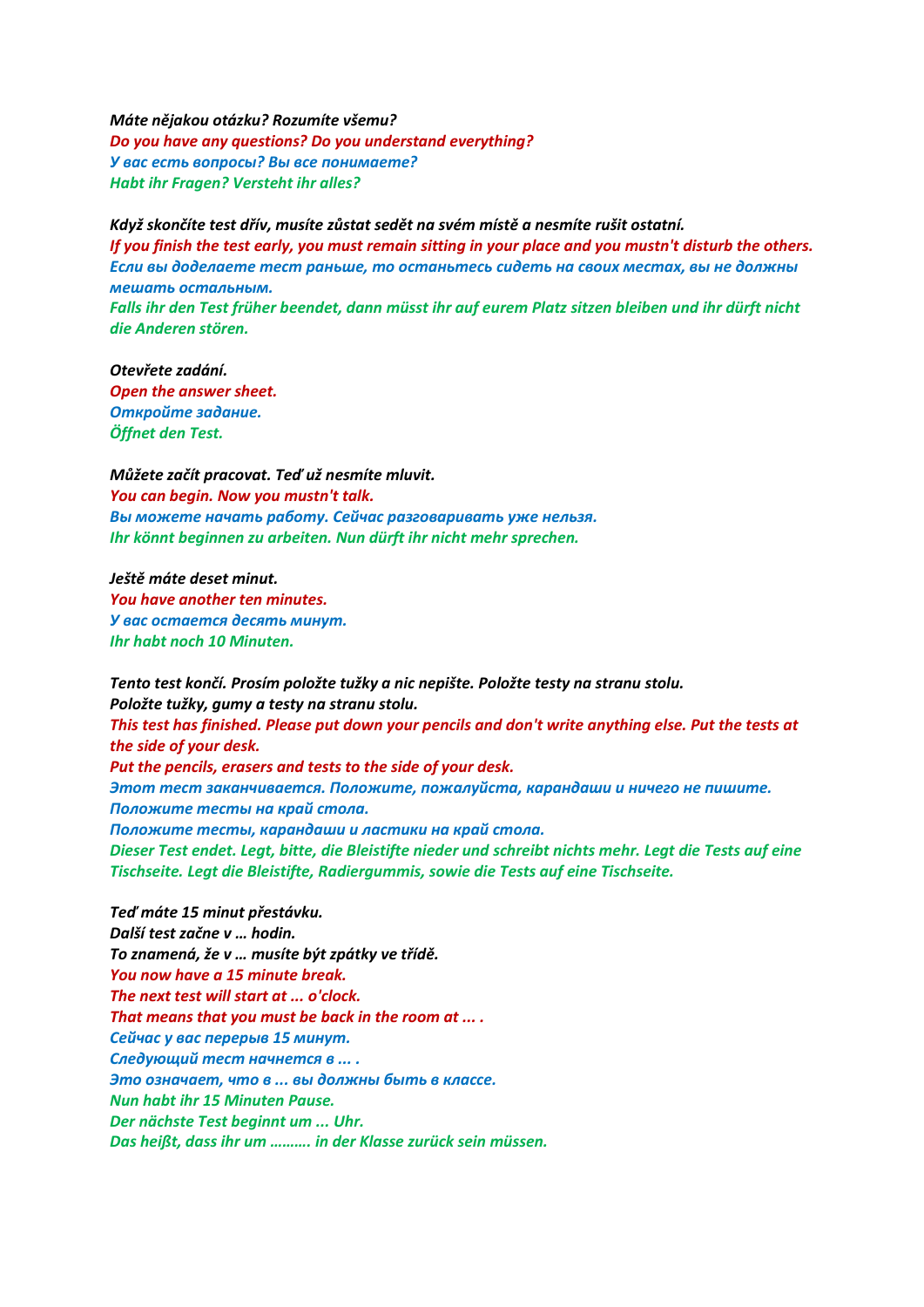*Máte nějakou otázku? Rozumíte všemu?*
*Do you have any questions? Do you understand everything?*
*У вас есть вопросы? Вы все понимаете?*
*Habt ihr Fragen? Versteht ihr alles?*

*Když skončíte test dřív, musíte zůstat sedět na svém místě a nesmíte rušit ostatní.*
*If you finish the test early, you must remain sitting in your place and you mustn't disturb the others.*
*Если вы доделаете тест раньше, то останьтесь сидеть на своих местах, вы не должны мешать остальным.*
*Falls ihr den Test früher beendet, dann müsst ihr auf eurem Platz sitzen bleiben und ihr dürft nicht die Anderen stören.*

*Otevřete zadání.*
*Open the answer sheet.*
*Откройте задание.*
*Öffnet den Test.*

*Můžete začít pracovat. Teď už nesmíte mluvit.*
*You can begin. Now you mustn't talk.*
*Вы можете начать работу. Сейчас разговаривать уже нельзя.*
*Ihr könnt beginnen zu arbeiten. Nun dürft ihr nicht mehr sprechen.*

*Ještě máte deset minut.*
*You have another ten minutes.*
*У вас остается десять минут.*
*Ihr habt noch 10 Minuten.*

*Tento test končí. Prosím položte tužky a nic nepište. Položte testy na stranu stolu.*
*Položte tužky, gumy a testy na stranu stolu.*
*This test has finished. Please put down your pencils and don't write anything else. Put the tests at the side of your desk.*
*Put the pencils, erasers and tests to the side of your desk.*
*Этот тест заканчивается. Положите, пожалуйста, карандаши и ничего не пишите.*
*Положите тесты на край стола.*
*Положите тесты, карандаши и ластики на край стола.*
*Dieser Test endet. Legt, bitte, die Bleistifte nieder und schreibt nichts mehr. Legt die Tests auf eine Tischseite. Legt die Bleistifte, Radiergummis, sowie die Tests auf eine Tischseite.*

*Teď máte 15 minut přestávku.*
*Další test začne v … hodin.*
*To znamená, že v … musíte být zpátky ve třídě.*
*You now have a 15 minute break.*
*The next test will start at ... o'clock.*
*That means that you must be back in the room at ... .*
*Сейчас у вас перерыв 15 минут.*
*Следующий тест начнется в ... .*
*Это означает, что в ... вы должны быть в классе.*
*Nun habt ihr 15 Minuten Pause.*
*Der nächste Test beginnt um ... Uhr.*
*Das heißt, dass ihr um ……… in der Klasse zurück sein müssen.*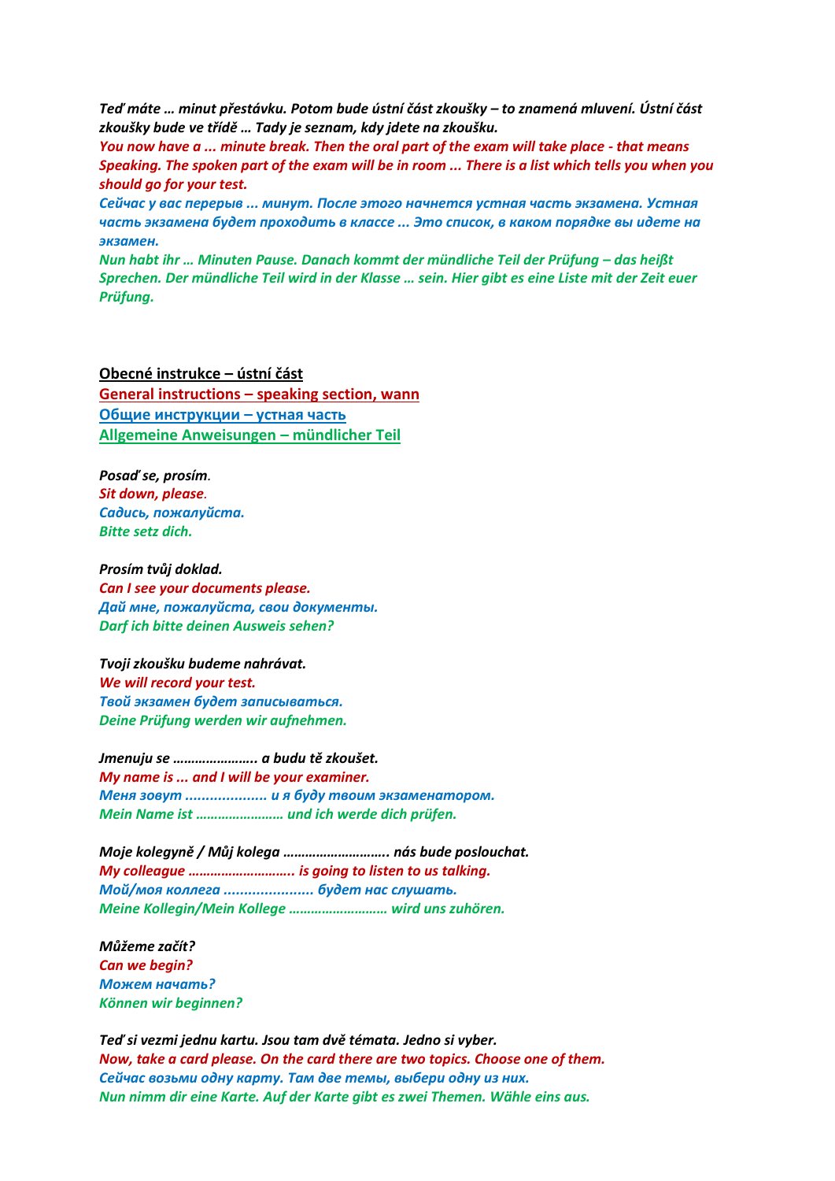*Teď máte … minut přestávku. Potom bude ústní část zkoušky – to znamená mluvení. Ústní část zkoušky bude ve třídě … Tady je seznam, kdy jdete na zkoušku.*
*You now have a ... minute break. Then the oral part of the exam will take place - that means Speaking. The spoken part of the exam will be in room ... There is a list which tells you when you should go for your test.*
*Сейчас у вас перерыв ... минут. После этого начнется устная часть экзамена. Устная часть экзамена будет проходить в классе ... Это список, в каком порядке вы идете на экзамен.*
*Nun habt ihr … Minuten Pause. Danach kommt der mündliche Teil der Prüfung – das heißt Sprechen. Der mündliche Teil wird in der Klasse … sein. Hier gibt es eine Liste mit der Zeit euer Prüfung.*

## Obecné instrukce – ústní část
## General instructions – speaking section, wann
## Общие инструкции – устная часть
## Allgemeine Anweisungen – mündlicher Teil

*Posaď se, prosím.*
*Sit down, please.*
*Садись, пожалуйста.*
*Bitte setz dich.*

*Prosím tvůj doklad.*
*Can I see your documents please.*
*Дай мне, пожалуйста, свои документы.*
*Darf ich bitte deinen Ausweis sehen?*

*Tvoji zkoušku budeme nahrávat.*
*We will record your test.*
*Твой экзамен будет записываться.*
*Deine Prüfung werden wir aufnehmen.*

*Jmenuju se ………………….. a budu tě zkoušet.*
*My name is ... and I will be your examiner.*
*Меня зовут ................... и я буду твоим экзаменатором.*
*Mein Name ist …………………… und ich werde dich prüfen.*

*Moje kolegyně / Můj kolega ………………………. nás bude poslouchat.*
*My colleague ………………………. is going to listen to us talking.*
*Мой/моя коллега ..................... будет нас слушать.*
*Meine Kollegin/Mein Kollege …………………….. wird uns zuhören.*

*Můžeme začít?*
*Can we begin?*
*Можем начать?*
*Können wir beginnen?*

*Teď si vezmi jednu kartu. Jsou tam dvě témata. Jedno si vyber.*
*Now, take a card please. On the card there are two topics. Choose one of them.*
*Сейчас возьми одну карту. Там две темы, выбери одну из них.*
*Nun nimm dir eine Karte. Auf der Karte gibt es zwei Themen. Wähle eins aus.*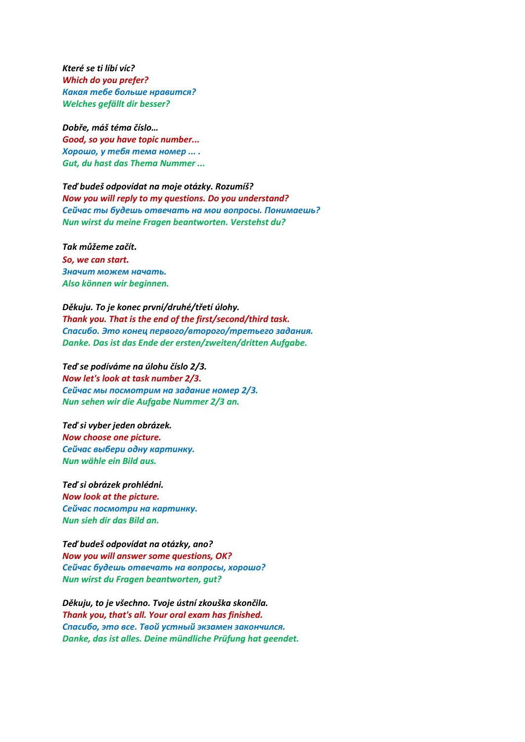***Které se ti líbí víc?***
***Which do you prefer?***
***Какая тебе больше нравится?***
***Welches gefällt dir besser?***

***Dobře, máš téma číslo…***
***Good, so you have topic number...***
***Хорошо, у тебя тема номер ... .***
***Gut, du hast das Thema Nummer ...***

***Teď budeš odpovídat na moje otázky. Rozumíš?***
***Now you will reply to my questions. Do you understand?***
***Сейчас ты будешь отвечать на мои вопросы. Понимаешь?***
***Nun wirst du meine Fragen beantworten. Verstehst du?***

***Tak můžeme začít.***
***So, we can start.***
***Значит можем начать.***
***Also können wir beginnen.***

***Děkuju. To je konec první/druhé/třetí úlohy.***
***Thank you. That is the end of the first/second/third task.***
***Спасибо. Это конец первого/второго/третьего задания.***
***Danke. Das ist das Ende der ersten/zweiten/dritten Aufgabe.***

***Teď se podíváme na úlohu číslo 2/3.***
***Now let's look at task number 2/3.***
***Сейчас мы посмотрим на задание номер 2/3.***
***Nun sehen wir die Aufgabe Nummer 2/3 an.***

***Teď si vyber jeden obrázek.***
***Now choose one picture.***
***Сейчас выбери одну картинку.***
***Nun wähle ein Bild aus.***

***Teď si obrázek prohlédni.***
***Now look at the picture.***
***Сейчас посмотри на картинку.***
***Nun sieh dir das Bild an.***

***Teď budeš odpovídat na otázky, ano?***
***Now you will answer some questions, OK?***
***Сейчас будешь отвечать на вопросы, хорошо?***
***Nun wirst du Fragen beantworten, gut?***

***Děkuju, to je všechno. Tvoje ústní zkouška skončila.***
***Thank you, that's all. Your oral exam has finished.***
***Спасибо, это все. Твой устный экзамен закончился.***
***Danke, das ist alles. Deine mündliche Prüfung hat geendet.***